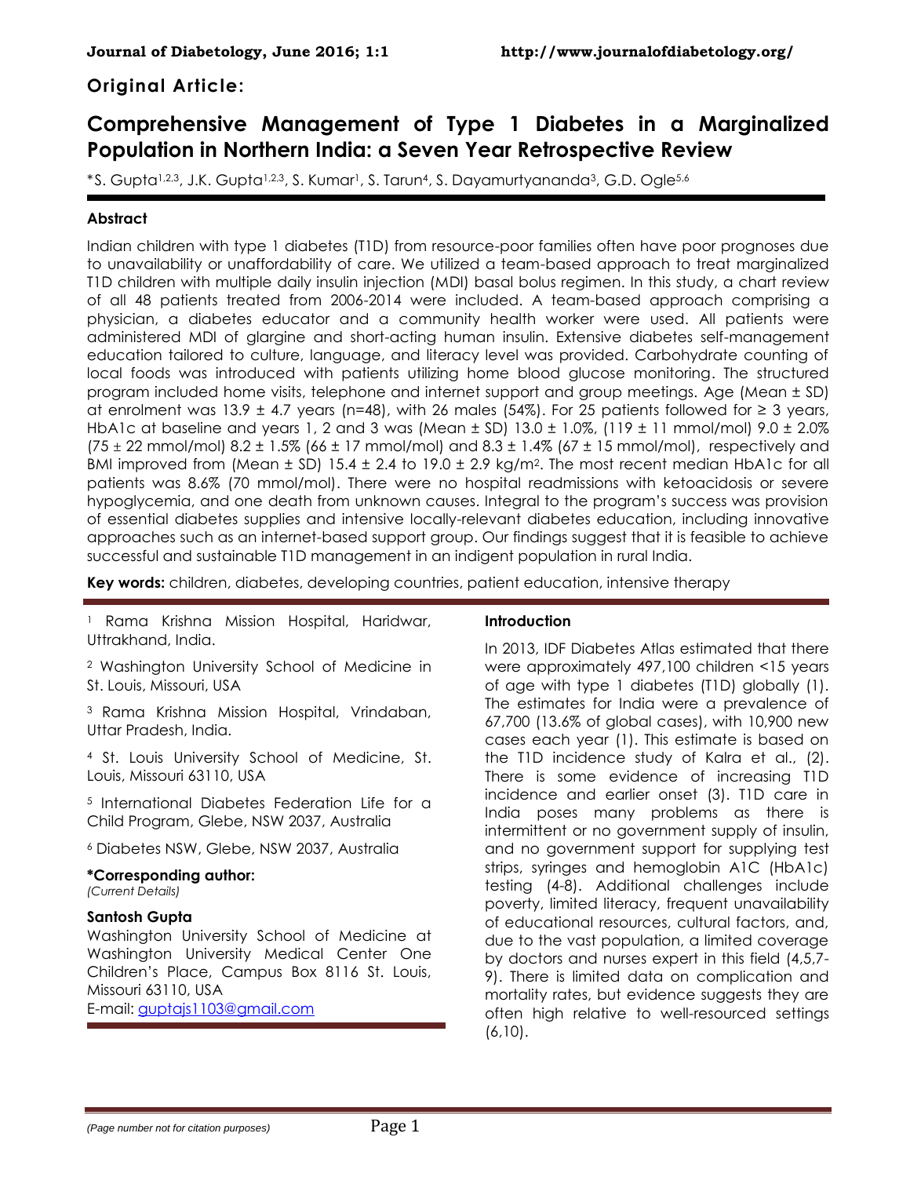## Original Article:

# Comprehensive Management of Type 1 Diabetes in a Marginalized Population in Northern India: a Seven Year Retrospective Review

*S. Gupta[1,2,3], J.K. Gupta[1,2,3], S. Kumar[1], S. Tarun[4], S. Dayamurtyananda[3], G.D. Ogle[5,6]

### Abstract

Indian children with type 1 diabetes (T1D) from resource-poor families often have poor prognoses due to unavailability or unaffordability of care. We utilized a team-based approach to treat marginalized T1D children with multiple daily insulin injection (MDI) basal bolus regimen. In this study, a chart review of all 48 patients treated from 2006-2014 were included. A team-based approach comprising a physician, a diabetes educator and a community health worker were used. All patients were administered MDI of glargine and short-acting human insulin. Extensive diabetes self-management education tailored to culture, language, and literacy level was provided. Carbohydrate counting of local foods was introduced with patients utilizing home blood glucose monitoring. The structured program included home visits, telephone and internet support and group meetings. Age (Mean ± SD) at enrolment was 13.9 ± 4.7 years (n=48), with 26 males (54%). For 25 patients followed for ≥ 3 years, HbA1c at baseline and years 1, 2 and 3 was (Mean ± SD) 13.0 ± 1.0%, (119 ± 11 mmol/mol) 9.0 ± 2.0% (75 ± 22 mmol/mol) 8.2 ± 1.5% (66 ± 17 mmol/mol) and 8.3 ± 1.4% (67 ± 15 mmol/mol), respectively and BMI improved from (Mean ± SD) 15.4 ± 2.4 to 19.0 ± 2.9 kg/m$^2$. The most recent median HbA1c for all patients was 8.6% (70 mmol/mol). There were no hospital readmissions with ketoacidosis or severe hypoglycemia, and one death from unknown causes. Integral to the program's success was provision of essential diabetes supplies and intensive locally-relevant diabetes education, including innovative approaches such as an internet-based support group. Our findings suggest that it is feasible to achieve successful and sustainable T1D management in an indigent population in rural India.

**Key words:** children, diabetes, developing countries, patient education, intensive therapy

[1] Rama Krishna Mission Hospital, Haridwar, Uttrakhand, India.

[2] Washington University School of Medicine in St. Louis, Missouri, USA

[3] Rama Krishna Mission Hospital, Vrindaban, Uttar Pradesh, India.

[4] St. Louis University School of Medicine, St. Louis, Missouri 63110, USA

[5] International Diabetes Federation Life for a Child Program, Glebe, NSW 2037, Australia

[6] Diabetes NSW, Glebe, NSW 2037, Australia

**\*Corresponding author:**
*(Current Details)*

**Santosh Gupta**
Washington University School of Medicine at Washington University Medical Center One Children's Place, Campus Box 8116 St. Louis, Missouri 63110, USA
E-mail: guptajs1103@gmail.com

### Introduction

In 2013, IDF Diabetes Atlas estimated that there were approximately 497,100 children <15 years of age with type 1 diabetes (T1D) globally (1). The estimates for India were a prevalence of 67,700 (13.6% of global cases), with 10,900 new cases each year (1). This estimate is based on the T1D incidence study of Kalra et al., (2). There is some evidence of increasing T1D incidence and earlier onset (3). T1D care in India poses many problems as there is intermittent or no government supply of insulin, and no government support for supplying test strips, syringes and hemoglobin A1C (HbA1c) testing (4-8). Additional challenges include poverty, limited literacy, frequent unavailability of educational resources, cultural factors, and, due to the vast population, a limited coverage by doctors and nurses expert in this field (4,5,7-9). There is limited data on complication and mortality rates, but evidence suggests they are often high relative to well-resourced settings (6,10).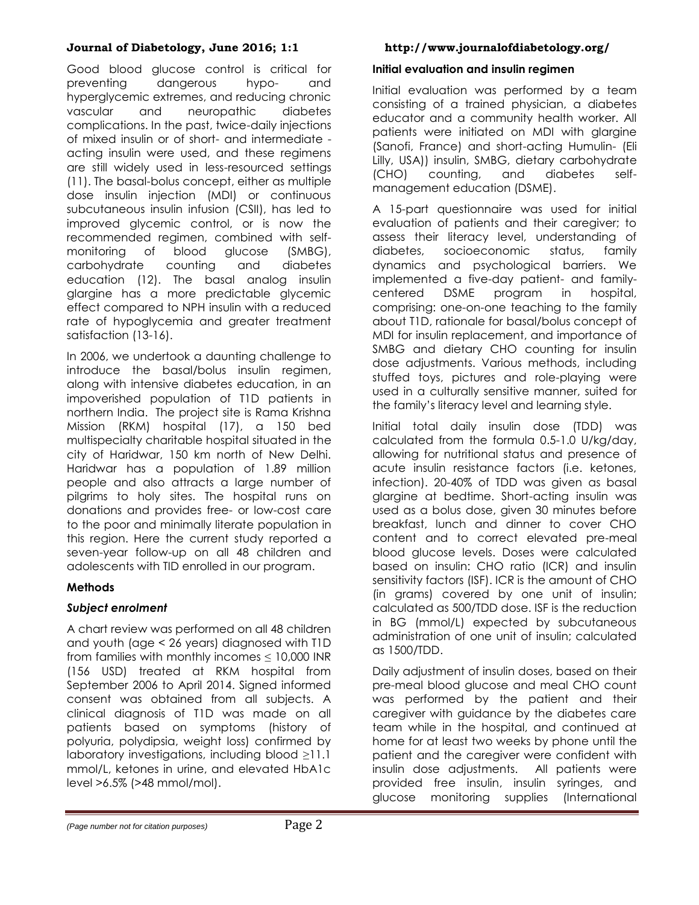Good blood glucose control is critical for preventing dangerous hypo- and hyperglycemic extremes, and reducing chronic vascular and neuropathic diabetes complications. In the past, twice-daily injections of mixed insulin or of short- and intermediate - acting insulin were used, and these regimens are still widely used in less-resourced settings (11). The basal-bolus concept, either as multiple dose insulin injection (MDI) or continuous subcutaneous insulin infusion (CSII), has led to improved glycemic control, or is now the recommended regimen, combined with self-monitoring of blood glucose (SMBG), carbohydrate counting and diabetes education (12). The basal analog insulin glargine has a more predictable glycemic effect compared to NPH insulin with a reduced rate of hypoglycemia and greater treatment satisfaction (13-16).

In 2006, we undertook a daunting challenge to introduce the basal/bolus insulin regimen, along with intensive diabetes education, in an impoverished population of T1D patients in northern India. The project site is Rama Krishna Mission (RKM) hospital (17), a 150 bed multispecialty charitable hospital situated in the city of Haridwar, 150 km north of New Delhi. Haridwar has a population of 1.89 million people and also attracts a large number of pilgrims to holy sites. The hospital runs on donations and provides free- or low-cost care to the poor and minimally literate population in this region. Here the current study reported a seven-year follow-up on all 48 children and adolescents with TID enrolled in our program.

## Methods

### *Subject enrolment*

A chart review was performed on all 48 children and youth (age < 26 years) diagnosed with T1D from families with monthly incomes ≤ 10,000 INR (156 USD) treated at RKM hospital from September 2006 to April 2014. Signed informed consent was obtained from all subjects. A clinical diagnosis of T1D was made on all patients based on symptoms (history of polyuria, polydipsia, weight loss) confirmed by laboratory investigations, including blood ≥11.1 mmol/L, ketones in urine, and elevated HbA1c level >6.5% (>48 mmol/mol).

### Initial evaluation and insulin regimen

Initial evaluation was performed by a team consisting of a trained physician, a diabetes educator and a community health worker. All patients were initiated on MDI with glargine (Sanofi, France) and short-acting Humulin- (Eli Lilly, USA)) insulin, SMBG, dietary carbohydrate (CHO) counting, and diabetes self-management education (DSME).

A 15-part questionnaire was used for initial evaluation of patients and their caregiver; to assess their literacy level, understanding of diabetes, socioeconomic status, family dynamics and psychological barriers. We implemented a five-day patient- and family-centered DSME program in hospital, comprising: one-on-one teaching to the family about T1D, rationale for basal/bolus concept of MDI for insulin replacement, and importance of SMBG and dietary CHO counting for insulin dose adjustments. Various methods, including stuffed toys, pictures and role-playing were used in a culturally sensitive manner, suited for the family's literacy level and learning style.

Initial total daily insulin dose (TDD) was calculated from the formula 0.5-1.0 U/kg/day, allowing for nutritional status and presence of acute insulin resistance factors (i.e. ketones, infection). 20-40% of TDD was given as basal glargine at bedtime. Short-acting insulin was used as a bolus dose, given 30 minutes before breakfast, lunch and dinner to cover CHO content and to correct elevated pre-meal blood glucose levels. Doses were calculated based on insulin: CHO ratio (ICR) and insulin sensitivity factors (ISF). ICR is the amount of CHO (in grams) covered by one unit of insulin; calculated as 500/TDD dose. ISF is the reduction in BG (mmol/L) expected by subcutaneous administration of one unit of insulin; calculated as 1500/TDD.

Daily adjustment of insulin doses, based on their pre-meal blood glucose and meal CHO count was performed by the patient and their caregiver with guidance by the diabetes care team while in the hospital, and continued at home for at least two weeks by phone until the patient and the caregiver were confident with insulin dose adjustments. All patients were provided free insulin, insulin syringes, and glucose monitoring supplies (International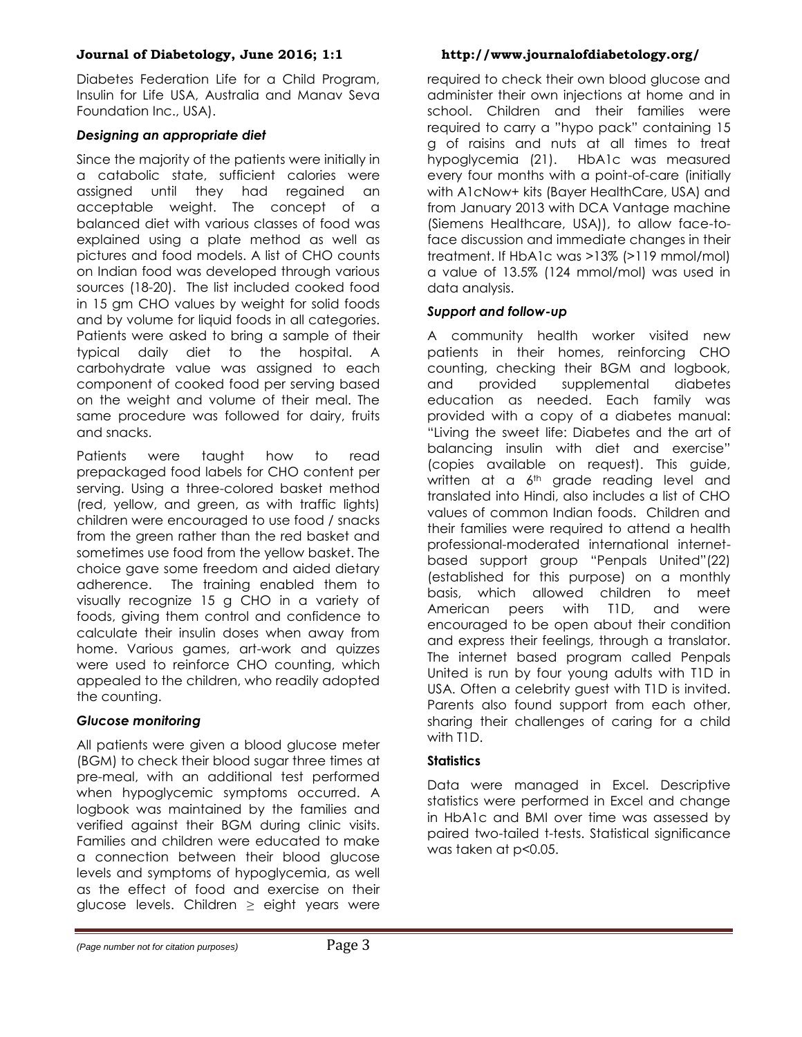Diabetes Federation Life for a Child Program, Insulin for Life USA, Australia and Manav Seva Foundation Inc., USA).

### *Designing an appropriate diet*

Since the majority of the patients were initially in a catabolic state, sufficient calories were assigned until they had regained an acceptable weight. The concept of a balanced diet with various classes of food was explained using a plate method as well as pictures and food models. A list of CHO counts on Indian food was developed through various sources (18-20). The list included cooked food in 15 gm CHO values by weight for solid foods and by volume for liquid foods in all categories. Patients were asked to bring a sample of their typical daily diet to the hospital. A carbohydrate value was assigned to each component of cooked food per serving based on the weight and volume of their meal. The same procedure was followed for dairy, fruits and snacks.

Patients were taught how to read prepackaged food labels for CHO content per serving. Using a three-colored basket method (red, yellow, and green, as with traffic lights) children were encouraged to use food / snacks from the green rather than the red basket and sometimes use food from the yellow basket. The choice gave some freedom and aided dietary adherence. The training enabled them to visually recognize 15 g CHO in a variety of foods, giving them control and confidence to calculate their insulin doses when away from home. Various games, art-work and quizzes were used to reinforce CHO counting, which appealed to the children, who readily adopted the counting.

### *Glucose monitoring*

All patients were given a blood glucose meter (BGM) to check their blood sugar three times at pre-meal, with an additional test performed when hypoglycemic symptoms occurred. A logbook was maintained by the families and verified against their BGM during clinic visits. Families and children were educated to make a connection between their blood glucose levels and symptoms of hypoglycemia, as well as the effect of food and exercise on their glucose levels. Children ≥ eight years were required to check their own blood glucose and administer their own injections at home and in school. Children and their families were required to carry a "hypo pack" containing 15 g of raisins and nuts at all times to treat hypoglycemia (21). HbA1c was measured every four months with a point-of-care (initially with A1cNow+ kits (Bayer HealthCare, USA) and from January 2013 with DCA Vantage machine (Siemens Healthcare, USA)), to allow face-to-face discussion and immediate changes in their treatment. If HbA1c was >13% (>119 mmol/mol) a value of 13.5% (124 mmol/mol) was used in data analysis.

### *Support and follow-up*

A community health worker visited new patients in their homes, reinforcing CHO counting, checking their BGM and logbook, and provided supplemental diabetes education as needed. Each family was provided with a copy of a diabetes manual: "Living the sweet life: Diabetes and the art of balancing insulin with diet and exercise" (copies available on request). This guide, written at a 6th grade reading level and translated into Hindi, also includes a list of CHO values of common Indian foods. Children and their families were required to attend a health professional-moderated international internet-based support group "Penpals United"(22) (established for this purpose) on a monthly basis, which allowed children to meet American peers with T1D, and were encouraged to be open about their condition and express their feelings, through a translator. The internet based program called Penpals United is run by four young adults with T1D in USA. Often a celebrity guest with T1D is invited. Parents also found support from each other, sharing their challenges of caring for a child with T1D.

### **Statistics**

Data were managed in Excel. Descriptive statistics were performed in Excel and change in HbA1c and BMI over time was assessed by paired two-tailed t-tests. Statistical significance was taken at $p<0.05$.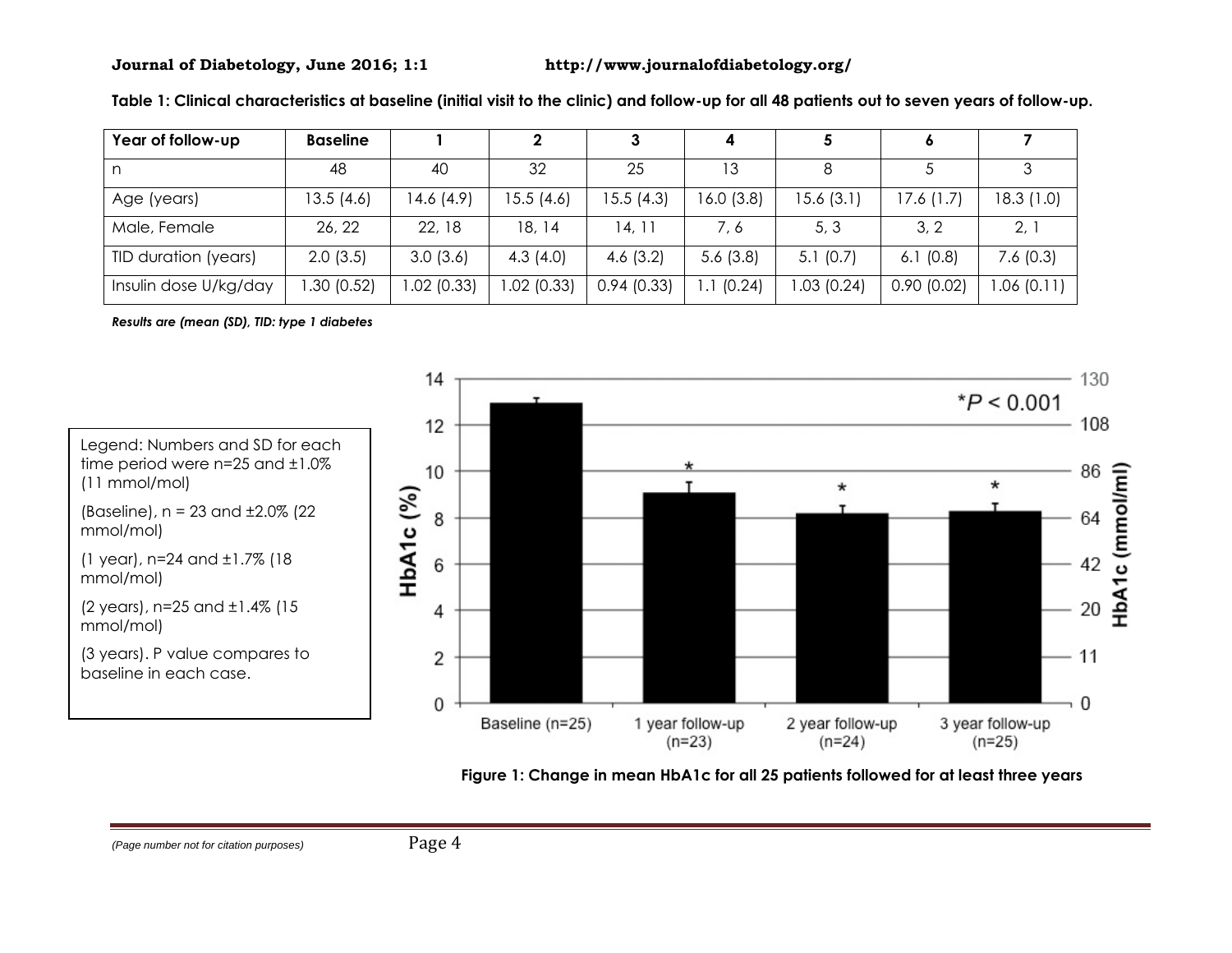**Table 1: Clinical characteristics at baseline (initial visit to the clinic) and follow-up for all 48 patients out to seven years of follow-up.**

| Year of follow-up | Baseline | 1 | 2 | 3 | 4 | 5 | 6 | 7 |
|---|---|---|---|---|---|---|---|---|
| n | 48 | 40 | 32 | 25 | 13 | 8 | 5 | 3 |
| Age (years) | 13.5 (4.6) | 14.6 (4.9) | 15.5 (4.6) | 15.5 (4.3) | 16.0 (3.8) | 15.6 (3.1) | 17.6 (1.7) | 18.3 (1.0) |
| Male, Female | 26, 22 | 22, 18 | 18, 14 | 14, 11 | 7, 6 | 5, 3 | 3, 2 | 2, 1 |
| TID duration (years) | 2.0 (3.5) | 3.0 (3.6) | 4.3 (4.0) | 4.6 (3.2) | 5.6 (3.8) | 5.1 (0.7) | 6.1 (0.8) | 7.6 (0.3) |
| Insulin dose U/kg/day | 1.30 (0.52) | 1.02 (0.33) | 1.02 (0.33) | 0.94 (0.33) | 1.1 (0.24) | 1.03 (0.24) | 0.90 (0.02) | 1.06 (0.11) |

*Results are (mean (SD), TID: type 1 diabetes*

Legend: Numbers and SD for each time period were n=25 and ±1.0% (11 mmol/mol)

(Baseline), n = 23 and ±2.0% (22 mmol/mol)

(1 year), n=24 and ±1.7% (18 mmol/mol)

(2 years), n=25 and ±1.4% (15 mmol/mol)

(3 years). P value compares to baseline in each case.

**Figure 1: Change in mean HbA1c for all 25 patients followed for at least three years**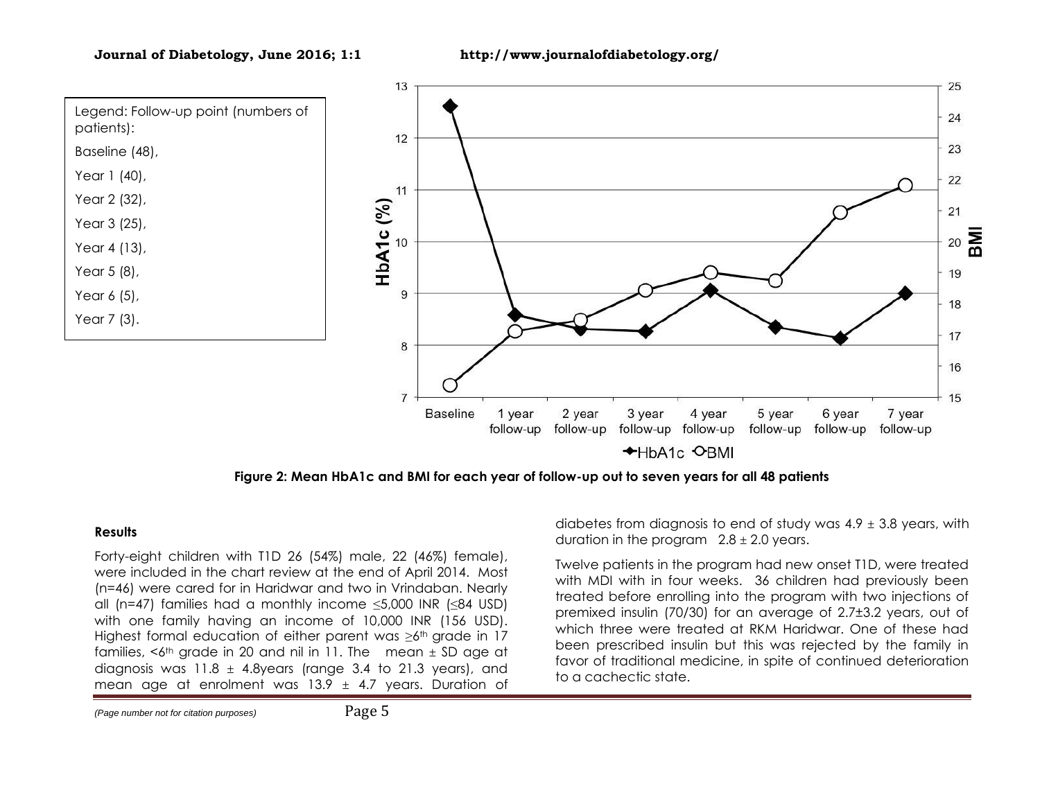Legend: Follow-up point (numbers of patients):

Baseline (48),

Year 1 (40),

Year 2 (32),

Year 3 (25),

Year 4 (13),

Year 5 (8),

Year 6 (5),

Year 7 (3).

**Figure 2: Mean HbA1c and BMI for each year of follow-up out to seven years for all 48 patients**

### Results

Forty-eight children with T1D 26 (54%) male, 22 (46%) female), were included in the chart review at the end of April 2014. Most (n=46) were cared for in Haridwar and two in Vrindaban. Nearly all (n=47) families had a monthly income ≤5,000 INR (≤84 USD) with one family having an income of 10,000 INR (156 USD). Highest formal education of either parent was ≥6th grade in 17 families, <6th grade in 20 and nil in 11. The mean ± SD age at diagnosis was 11.8 ± 4.8years (range 3.4 to 21.3 years), and mean age at enrolment was 13.9 ± 4.7 years. Duration of diabetes from diagnosis to end of study was 4.9 ± 3.8 years, with duration in the program 2.8 ± 2.0 years.

Twelve patients in the program had new onset T1D, were treated with MDI with in four weeks. 36 children had previously been treated before enrolling into the program with two injections of premixed insulin (70/30) for an average of 2.7±3.2 years, out of which three were treated at RKM Haridwar. One of these had been prescribed insulin but this was rejected by the family in favor of traditional medicine, in spite of continued deterioration to a cachectic state.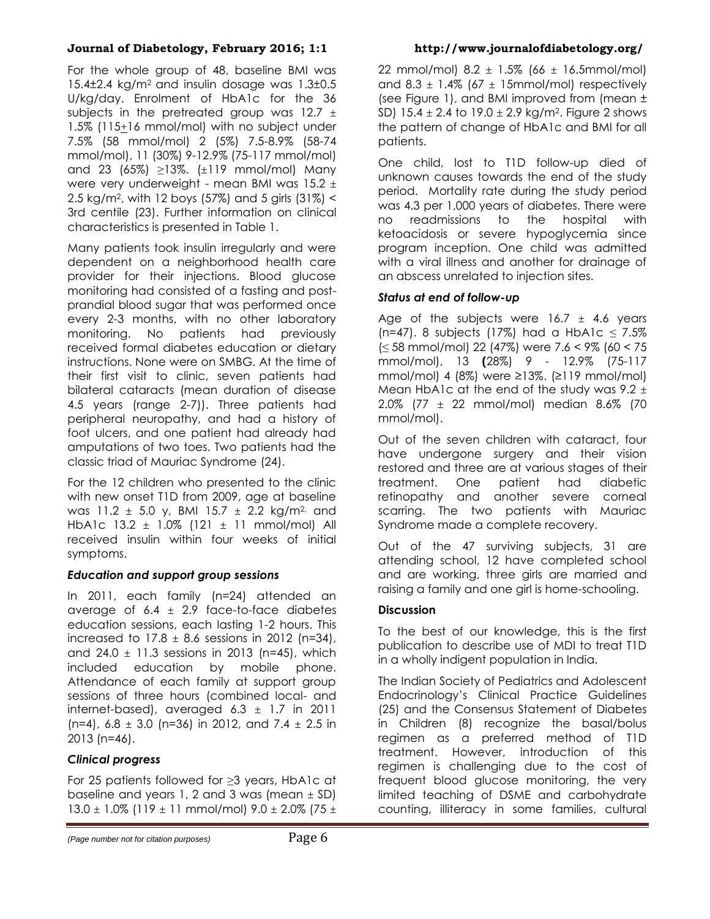For the whole group of 48, baseline BMI was 15.4±2.4 kg/m$^2$ and insulin dosage was 1.3±0.5 U/kg/day. Enrolment of HbA1c for the 36 subjects in the pretreated group was 12.7 ± 1.5% (115±16 mmol/mol) with no subject under 7.5% (58 mmol/mol) 2 (5%) 7.5-8.9% (58-74 mmol/mol), 11 (30%) 9-12.9% (75-117 mmol/mol) and 23 (65%) ≥13%. (±119 mmol/mol) Many were very underweight - mean BMI was 15.2 ± 2.5 kg/m$^2$, with 12 boys (57%) and 5 girls (31%) < 3rd centile (23). Further information on clinical characteristics is presented in Table 1.

Many patients took insulin irregularly and were dependent on a neighborhood health care provider for their injections. Blood glucose monitoring had consisted of a fasting and post-prandial blood sugar that was performed once every 2-3 months, with no other laboratory monitoring. No patients had previously received formal diabetes education or dietary instructions. None were on SMBG. At the time of their first visit to clinic, seven patients had bilateral cataracts (mean duration of disease 4.5 years (range 2-7)). Three patients had peripheral neuropathy, and had a history of foot ulcers, and one patient had already had amputations of two toes. Two patients had the classic triad of Mauriac Syndrome (24).

For the 12 children who presented to the clinic with new onset T1D from 2009, age at baseline was 11.2 ± 5.0 y, BMI 15.7 ± 2.2 kg/m$^2$, and HbA1c 13.2 ± 1.0% (121 ± 11 mmol/mol) All received insulin within four weeks of initial symptoms.

### *Education and support group sessions*

In 2011, each family (n=24) attended an average of 6.4 ± 2.9 face-to-face diabetes education sessions, each lasting 1-2 hours. This increased to 17.8 ± 8.6 sessions in 2012 (n=34), and 24.0 ± 11.3 sessions in 2013 (n=45), which included education by mobile phone. Attendance of each family at support group sessions of three hours (combined local- and internet-based), averaged 6.3 ± 1.7 in 2011 (n=4), 6.8 ± 3.0 (n=36) in 2012, and 7.4 ± 2.5 in 2013 (n=46).

### *Clinical progress*

For 25 patients followed for ≥3 years, HbA1c at baseline and years 1, 2 and 3 was (mean ± SD) 13.0 ± 1.0% (119 ± 11 mmol/mol) 9.0 ± 2.0% (75 ± 22 mmol/mol) 8.2 ± 1.5% (66 ± 16.5mmol/mol) and 8.3 ± 1.4% (67 ± 15mmol/mol) respectively (see Figure 1), and BMI improved from (mean ± SD) 15.4 ± 2.4 to 19.0 ± 2.9 kg/m$^2$. Figure 2 shows the pattern of change of HbA1c and BMI for all patients.

One child, lost to T1D follow-up died of unknown causes towards the end of the study period. Mortality rate during the study period was 4.3 per 1,000 years of diabetes. There were no readmissions to the hospital with ketoacidosis or severe hypoglycemia since program inception. One child was admitted with a viral illness and another for drainage of an abscess unrelated to injection sites.

### *Status at end of follow-up*

Age of the subjects were 16.7 ± 4.6 years (n=47). 8 subjects (17%) had a HbA1c ≤ 7.5% (≤ 58 mmol/mol) 22 (47%) were 7.6 < 9% (60 < 75 mmol/mol), 13 **(**28%) 9 - 12.9% (75-117 mmol/mol) 4 (8%) were ≥13%. (≥119 mmol/mol) Mean HbA1c at the end of the study was 9.2 ± 2.0% (77 ± 22 mmol/mol) median 8.6% (70 mmol/mol).

Out of the seven children with cataract, four have undergone surgery and their vision restored and three are at various stages of their treatment. One patient had diabetic retinopathy and another severe corneal scarring. The two patients with Mauriac Syndrome made a complete recovery.

Out of the 47 surviving subjects, 31 are attending school, 12 have completed school and are working, three girls are married and raising a family and one girl is home-schooling.

## Discussion

To the best of our knowledge, this is the first publication to describe use of MDI to treat T1D in a wholly indigent population in India.

The Indian Society of Pediatrics and Adolescent Endocrinology's Clinical Practice Guidelines (25) and the Consensus Statement of Diabetes in Children (8) recognize the basal/bolus regimen as a preferred method of T1D treatment. However, introduction of this regimen is challenging due to the cost of frequent blood glucose monitoring, the very limited teaching of DSME and carbohydrate counting, illiteracy in some families, cultural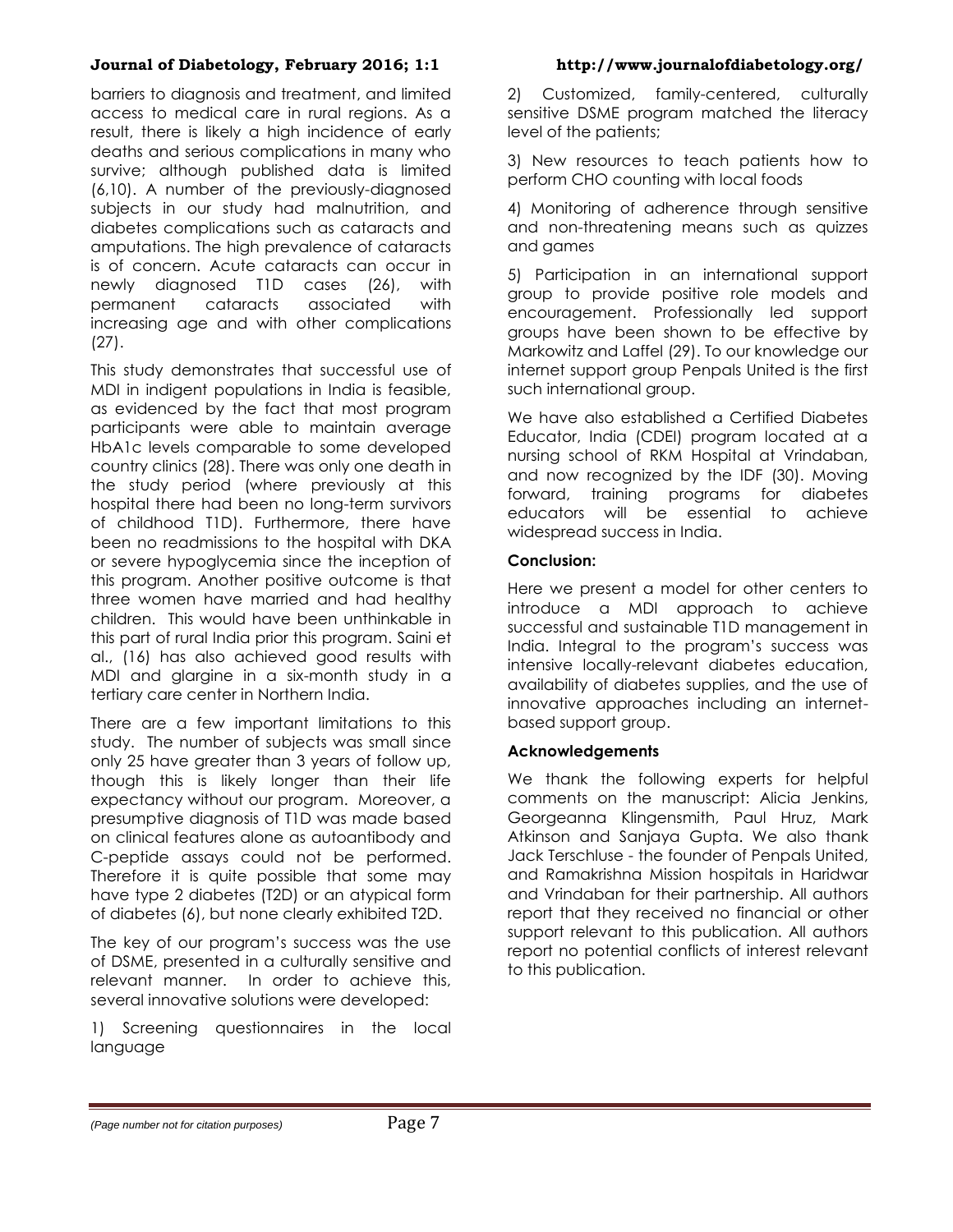barriers to diagnosis and treatment, and limited access to medical care in rural regions. As a result, there is likely a high incidence of early deaths and serious complications in many who survive; although published data is limited (6,10). A number of the previously-diagnosed subjects in our study had malnutrition, and diabetes complications such as cataracts and amputations. The high prevalence of cataracts is of concern. Acute cataracts can occur in newly diagnosed T1D cases (26), with permanent cataracts associated with increasing age and with other complications (27).

This study demonstrates that successful use of MDI in indigent populations in India is feasible, as evidenced by the fact that most program participants were able to maintain average HbA1c levels comparable to some developed country clinics (28). There was only one death in the study period (where previously at this hospital there had been no long-term survivors of childhood T1D). Furthermore, there have been no readmissions to the hospital with DKA or severe hypoglycemia since the inception of this program. Another positive outcome is that three women have married and had healthy children. This would have been unthinkable in this part of rural India prior this program. Saini et al., (16) has also achieved good results with MDI and glargine in a six-month study in a tertiary care center in Northern India.

There are a few important limitations to this study. The number of subjects was small since only 25 have greater than 3 years of follow up, though this is likely longer than their life expectancy without our program. Moreover, a presumptive diagnosis of T1D was made based on clinical features alone as autoantibody and C-peptide assays could not be performed. Therefore it is quite possible that some may have type 2 diabetes (T2D) or an atypical form of diabetes (6), but none clearly exhibited T2D.

The key of our program's success was the use of DSME, presented in a culturally sensitive and relevant manner. In order to achieve this, several innovative solutions were developed:

1) Screening questionnaires in the local language

2) Customized, family-centered, culturally sensitive DSME program matched the literacy level of the patients;

3) New resources to teach patients how to perform CHO counting with local foods

4) Monitoring of adherence through sensitive and non-threatening means such as quizzes and games

5) Participation in an international support group to provide positive role models and encouragement. Professionally led support groups have been shown to be effective by Markowitz and Laffel (29). To our knowledge our internet support group Penpals United is the first such international group.

We have also established a Certified Diabetes Educator, India (CDEI) program located at a nursing school of RKM Hospital at Vrindaban, and now recognized by the IDF (30). Moving forward, training programs for diabetes educators will be essential to achieve widespread success in India.

### Conclusion:

Here we present a model for other centers to introduce a MDI approach to achieve successful and sustainable T1D management in India. Integral to the program's success was intensive locally-relevant diabetes education, availability of diabetes supplies, and the use of innovative approaches including an internet-based support group.

### Acknowledgements

We thank the following experts for helpful comments on the manuscript: Alicia Jenkins, Georgeanna Klingensmith, Paul Hruz, Mark Atkinson and Sanjaya Gupta. We also thank Jack Terschluse - the founder of Penpals United, and Ramakrishna Mission hospitals in Haridwar and Vrindaban for their partnership. All authors report that they received no financial or other support relevant to this publication. All authors report no potential conflicts of interest relevant to this publication.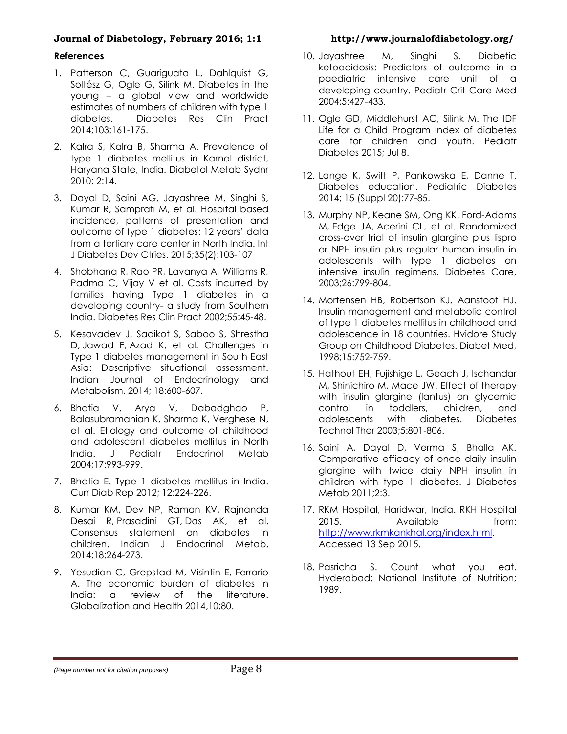## References

1. Patterson C, Guariguata L, Dahlquist G, Soltész G, Ogle G, Silink M. Diabetes in the young – a global view and worldwide estimates of numbers of children with type 1 diabetes. Diabetes Res Clin Pract 2014;103:161-175.
2. Kalra S, Kalra B, Sharma A. Prevalence of type 1 diabetes mellitus in Karnal district, Haryana State, India. Diabetol Metab Sydnr 2010; 2:14.
3. Dayal D, Saini AG, Jayashree M, Singhi S, Kumar R, Samprati M, et al. Hospital based incidence, patterns of presentation and outcome of type 1 diabetes: 12 years' data from a tertiary care center in North India. Int J Diabetes Dev Ctries. 2015;35(2):103-107
4. Shobhana R, Rao PR, Lavanya A, Williams R, Padma C, Vijay V et al. Costs incurred by families having Type 1 diabetes in a developing country- a study from Southern India. Diabetes Res Clin Pract 2002;55:45-48.
5. Kesavadev J, Sadikot S, Saboo S, Shrestha D, Jawad F, Azad K, et al. Challenges in Type 1 diabetes management in South East Asia: Descriptive situational assessment. Indian Journal of Endocrinology and Metabolism. 2014; 18:600-607.
6. Bhatia V, Arya V, Dabadghao P, Balasubramanian K, Sharma K, Verghese N, et al. Etiology and outcome of childhood and adolescent diabetes mellitus in North India. J Pediatr Endocrinol Metab 2004;17:993-999.
7. Bhatia E. Type 1 diabetes mellitus in India. Curr Diab Rep 2012; 12:224-226.
8. Kumar KM, Dev NP, Raman KV, Rajnanda Desai R, Prasadini GT, Das AK, et al. Consensus statement on diabetes in children. Indian J Endocrinol Metab, 2014;18:264-273.
9. Yesudian C, Grepstad M, Visintin E, Ferrario A. The economic burden of diabetes in India: a review of the literature. Globalization and Health 2014,10:80.
10. Jayashree M, Singhi S. Diabetic ketoacidosis: Predictors of outcome in a paediatric intensive care unit of a developing country. Pediatr Crit Care Med 2004;5:427-433.
11. Ogle GD, Middlehurst AC, Silink M. The IDF Life for a Child Program Index of diabetes care for children and youth. Pediatr Diabetes 2015; Jul 8.
12. Lange K, Swift P, Pankowska E, Danne T. Diabetes education. Pediatric Diabetes 2014; 15 (Suppl 20):77-85.
13. Murphy NP, Keane SM, Ong KK, Ford-Adams M, Edge JA, Acerini CL, et al. Randomized cross-over trial of insulin glargine plus lispro or NPH insulin plus regular human insulin in adolescents with type 1 diabetes on intensive insulin regimens. Diabetes Care, 2003;26:799-804.
14. Mortensen HB, Robertson KJ, Aanstoot HJ. Insulin management and metabolic control of type 1 diabetes mellitus in childhood and adolescence in 18 countries. Hvidore Study Group on Childhood Diabetes. Diabet Med, 1998;15:752-759.
15. Hathout EH, Fujishige L, Geach J, Ischandar M, Shinichiro M, Mace JW. Effect of therapy with insulin glargine (lantus) on glycemic control in toddlers, children, and adolescents with diabetes. Diabetes Technol Ther 2003;5:801-806.
16. Saini A, Dayal D, Verma S, Bhalla AK. Comparative efficacy of once daily insulin glargine with twice daily NPH insulin in children with type 1 diabetes. J Diabetes Metab 2011;2:3.
17. RKM Hospital, Haridwar, India. RKH Hospital 2015. Available from: http://www.rkmkankhal.org/index.html. Accessed 13 Sep 2015.
18. Pasricha S. Count what you eat. Hyderabad: National Institute of Nutrition; 1989.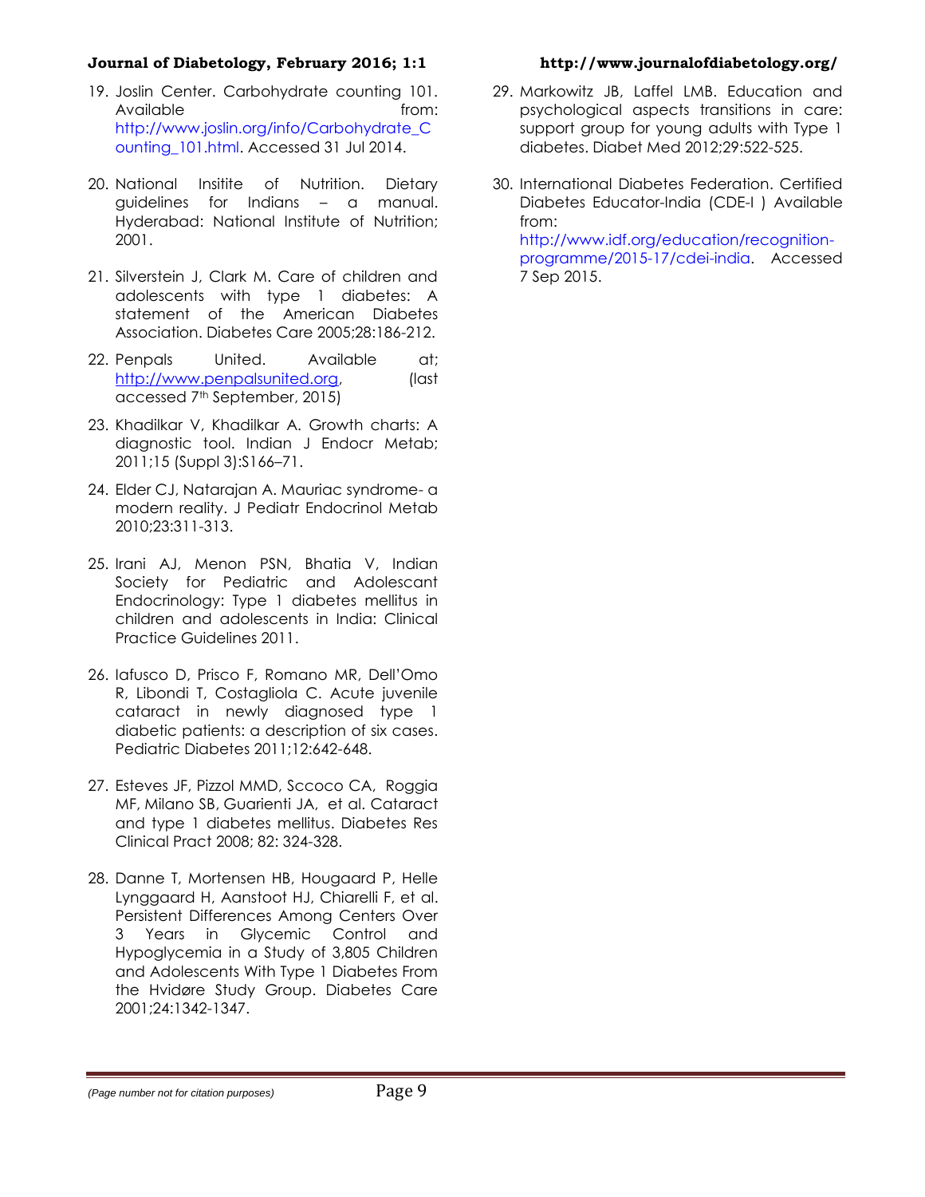19. Joslin Center. Carbohydrate counting 101. Available from: http://www.joslin.org/info/Carbohydrate_Counting_101.html. Accessed 31 Jul 2014.

20. National Insitite of Nutrition. Dietary guidelines for Indians – a manual. Hyderabad: National Institute of Nutrition; 2001.

21. Silverstein J, Clark M. Care of children and adolescents with type 1 diabetes: A statement of the American Diabetes Association. Diabetes Care 2005;28:186-212.

22. Penpals United. Available at; http://www.penpalsunited.org, (last accessed 7th September, 2015)

23. Khadilkar V, Khadilkar A. Growth charts: A diagnostic tool. Indian J Endocr Metab; 2011;15 (Suppl 3):S166–71.

24. Elder CJ, Natarajan A. Mauriac syndrome- a modern reality. J Pediatr Endocrinol Metab 2010;23:311-313.

25. Irani AJ, Menon PSN, Bhatia V, Indian Society for Pediatric and Adolescant Endocrinology: Type 1 diabetes mellitus in children and adolescents in India: Clinical Practice Guidelines 2011.

26. Iafusco D, Prisco F, Romano MR, Dell'Omo R, Libondi T, Costagliola C. Acute juvenile cataract in newly diagnosed type 1 diabetic patients: a description of six cases. Pediatric Diabetes 2011;12:642-648.

27. Esteves JF, Pizzol MMD, Sccoco CA, Roggia MF, Milano SB, Guarienti JA, et al. Cataract and type 1 diabetes mellitus. Diabetes Res Clinical Pract 2008; 82: 324-328.

28. Danne T, Mortensen HB, Hougaard P, Helle Lynggaard H, Aanstoot HJ, Chiarelli F, et al. Persistent Differences Among Centers Over 3 Years in Glycemic Control and Hypoglycemia in a Study of 3,805 Children and Adolescents With Type 1 Diabetes From the Hvidøre Study Group. Diabetes Care 2001;24:1342-1347.

29. Markowitz JB, Laffel LMB. Education and psychological aspects transitions in care: support group for young adults with Type 1 diabetes. Diabet Med 2012;29:522-525.

30. International Diabetes Federation. Certified Diabetes Educator-India (CDE-I ) Available from: http://www.idf.org/education/recognition-programme/2015-17/cdei-india. Accessed 7 Sep 2015.